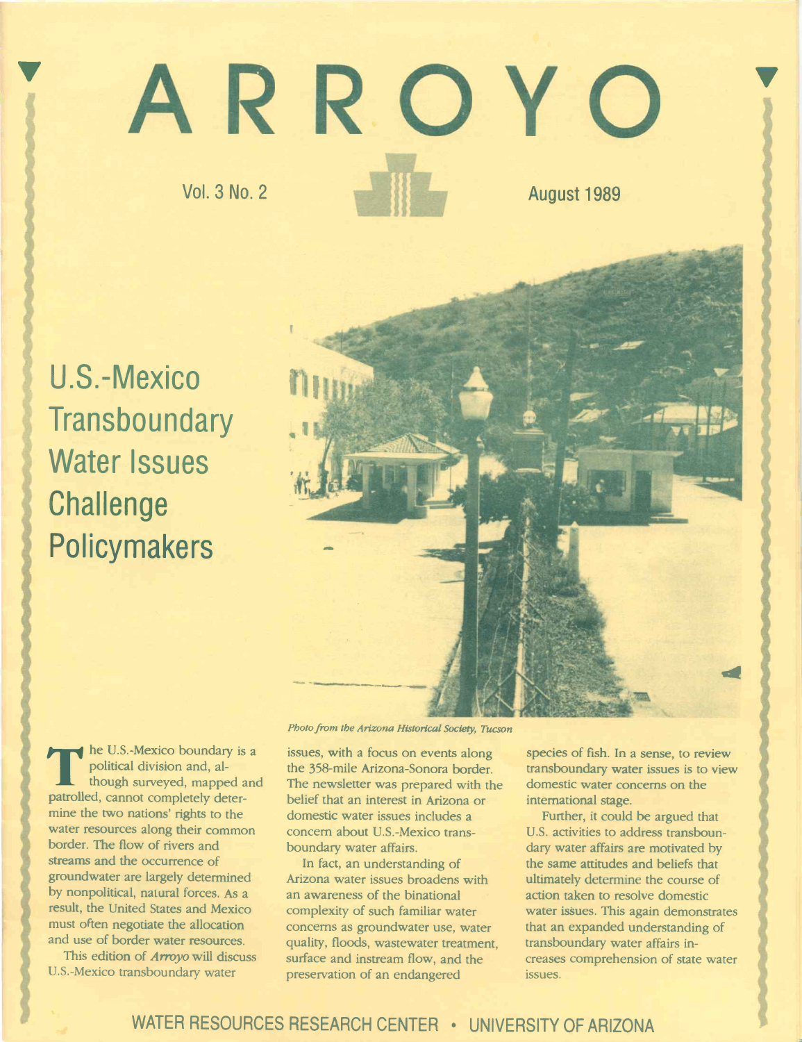# ARROYO

Vol. 3 No. 2 August 1989

## U.S.-Mexico Transboundary Water Issues Challenge Policymakers

*Photo from the Arizona Historical Society, Tucson*

The U.S.-Mexico boundary is a political division and, although surveyed, mapped and patrolled, cannot completely determine the two nations' rights to the water resources along their common border. The flow of rivers and streams and the occurrence of groundwater are largely determined by nonpolitical, natural forces. As a result, the United States and Mexico must often negotiate the allocation and use of border water resources.

This edition of *Arroyo* will discuss U.S.-Mexico transboundary water issues, with a focus on events along the 358-mile Arizona-Sonora border. The newsletter was prepared with the belief that an interest in Arizona or domestic water issues includes a concern about U.S.-Mexico transboundary water affairs.

In fact, an understanding of Arizona water issues broadens with an awareness of the binational complexity of such familiar water concerns as groundwater use, water quality, floods, wastewater treatment, surface and instream flow, and the preservation of an endangered species of fish. In a sense, to review transboundary water issues is to view domestic water concerns on the international stage.

Further, it could be argued that U.S. activities to address transboundary water affairs are motivated by the same attitudes and beliefs that ultimately determine the course of action taken to resolve domestic water issues. This again demonstrates that an expanded understanding of transboundary water affairs increases comprehension of state water issues.

WATER RESOURCES RESEARCH CENTER • UNIVERSITY OF ARIZONA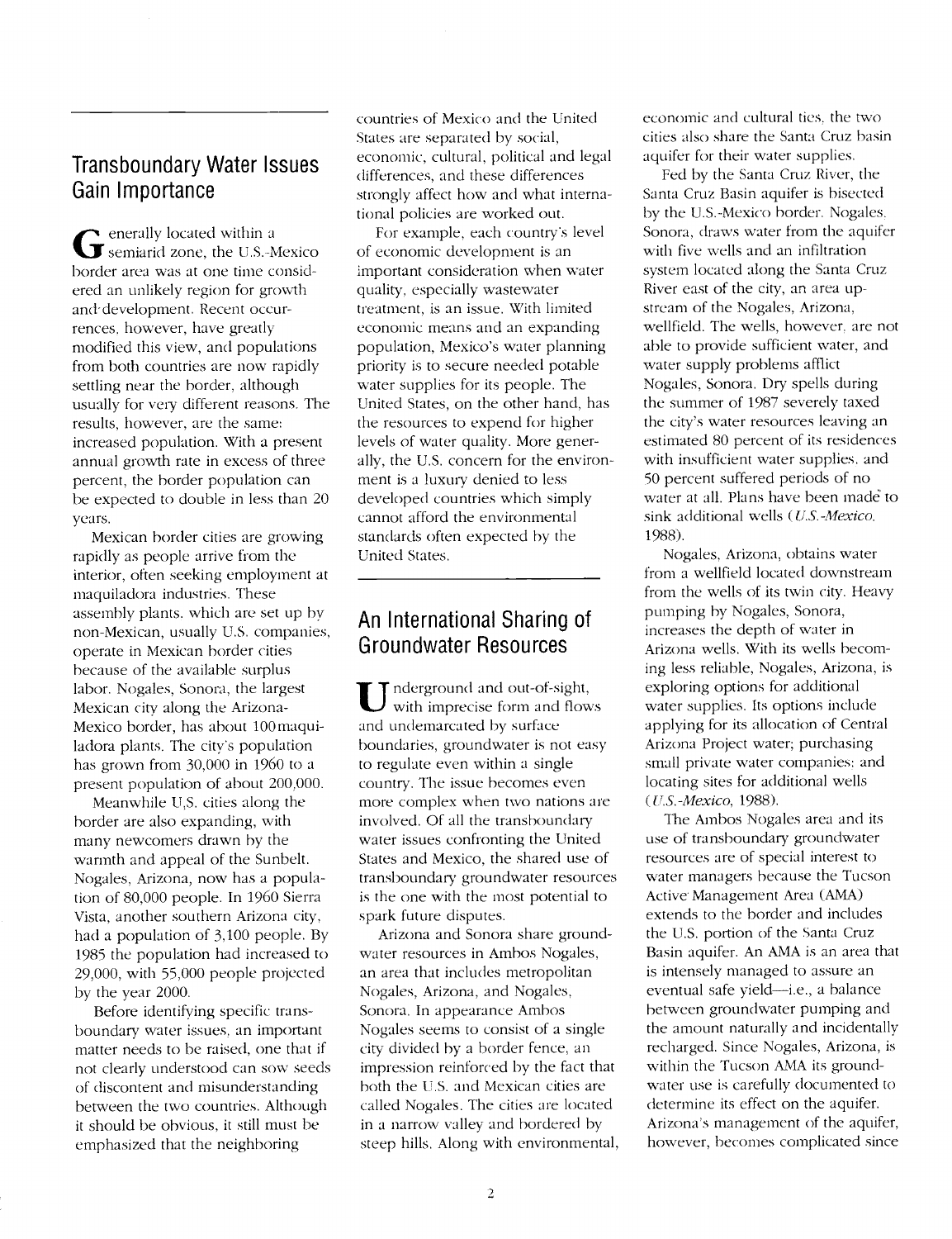## Transboundary Water Issues Gain Importance

Generally located within a semiarid zone, the U.S.-Mexico border area was at one time considered an unlikely region for growth and development. Recent occurrences, however, have greatly modified this view, and populations from both countries are now rapidly settling near the border, although usually for very different reasons. The results, however, are the same: increased population. With a present annual growth rate in excess of three percent, the border population can be expected to double in less than 20 years.

Mexican border cities are growing rapidly as people arrive from the interior, often seeking employment at maquiladora industries. These assembly plants, which are set up by non-Mexican, usually U.S. companies, operate in Mexican border cities because of the available surplus labor. Nogales, Sonora, the largest Mexican city along the Arizona-Mexico border, has about 100 maquiladora plants. The city's population has grown from 30,000 in 1960 to a present population of about 200,000.

Meanwhile U.S. cities along the border are also expanding, with many newcomers drawn by the warmth and appeal of the Sunbelt. Nogales, Arizona, now has a population of 80,000 people. In 1960 Sierra Vista, another southern Arizona city, had a population of 3,100 people. By 1985 the population had increased to 29,000, with 55,000 people projected by the year 2000.

Before identifying specific transboundary water issues, an important matter needs to be raised, one that if not clearly understood can sow seeds of discontent and misunderstanding between the two countries. Although it should be obvious, it still must be emphasized that the neighboring countries of Mexico and the United States are separated by social, economic, cultural, political and legal differences, and these differences strongly affect how and what international policies are worked out.

For example, each country's level of economic development is an important consideration when water quality, especially wastewater treatment, is an issue. With limited economic means and an expanding population, Mexico's water planning priority is to secure needed potable water supplies for its people. The United States, on the other hand, has the resources to expend for higher levels of water quality. More generally, the U.S. concern for the environment is a luxury denied to less developed countries which simply cannot afford the environmental standards often expected by the United States.

## An International Sharing of Groundwater Resources

Underground and out-of-sight, with imprecise form and flows and undemarcated by surface boundaries, groundwater is not easy to regulate even within a single country. The issue becomes even more complex when two nations are involved. Of all the transboundary water issues confronting the United States and Mexico, the shared use of transboundary groundwater resources is the one with the most potential to spark future disputes.

Arizona and Sonora share groundwater resources in Ambos Nogales, an area that includes metropolitan Nogales, Arizona, and Nogales, Sonora. In appearance Ambos Nogales seems to consist of a single city divided by a border fence, an impression reinforced by the fact that both the U.S. and Mexican cities are called Nogales. The cities are located in a narrow valley and bordered by steep hills. Along with environmental, economic and cultural ties, the two cities also share the Santa Cruz basin aquifer for their water supplies.

Fed by the Santa Cruz River, the Santa Cruz Basin aquifer is bisected by the U.S.-Mexico border. Nogales, Sonora, draws water from the aquifer with five wells and an infiltration system located along the Santa Cruz River east of the city, an area upstream of the Nogales, Arizona, wellfield. The wells, however, are not able to provide sufficient water, and water supply problems afflict Nogales, Sonora. Dry spells during the summer of 1987 severely taxed the city's water resources leaving an estimated 80 percent of its residences with insufficient water supplies, and 50 percent suffered periods of no water at all. Plans have been made to sink additional wells (*U.S.-Mexico*, 1988).

Nogales, Arizona, obtains water from a wellfield located downstream from the wells of its twin city. Heavy pumping by Nogales, Sonora, increases the depth of water in Arizona wells. With its wells becoming less reliable, Nogales, Arizona, is exploring options for additional water supplies. Its options include applying for its allocation of Central Arizona Project water; purchasing small private water companies; and locating sites for additional wells (*U.S.-Mexico*, 1988).

The Ambos Nogales area and its use of transboundary groundwater resources are of special interest to water managers because the Tucson Active Management Area (AMA) extends to the border and includes the U.S. portion of the Santa Cruz Basin aquifer. An AMA is an area that is intensely managed to assure an eventual safe yield—i.e., a balance between groundwater pumping and the amount naturally and incidentally recharged. Since Nogales, Arizona, is within the Tucson AMA its groundwater use is carefully documented to determine its effect on the aquifer. Arizona's management of the aquifer, however, becomes complicated since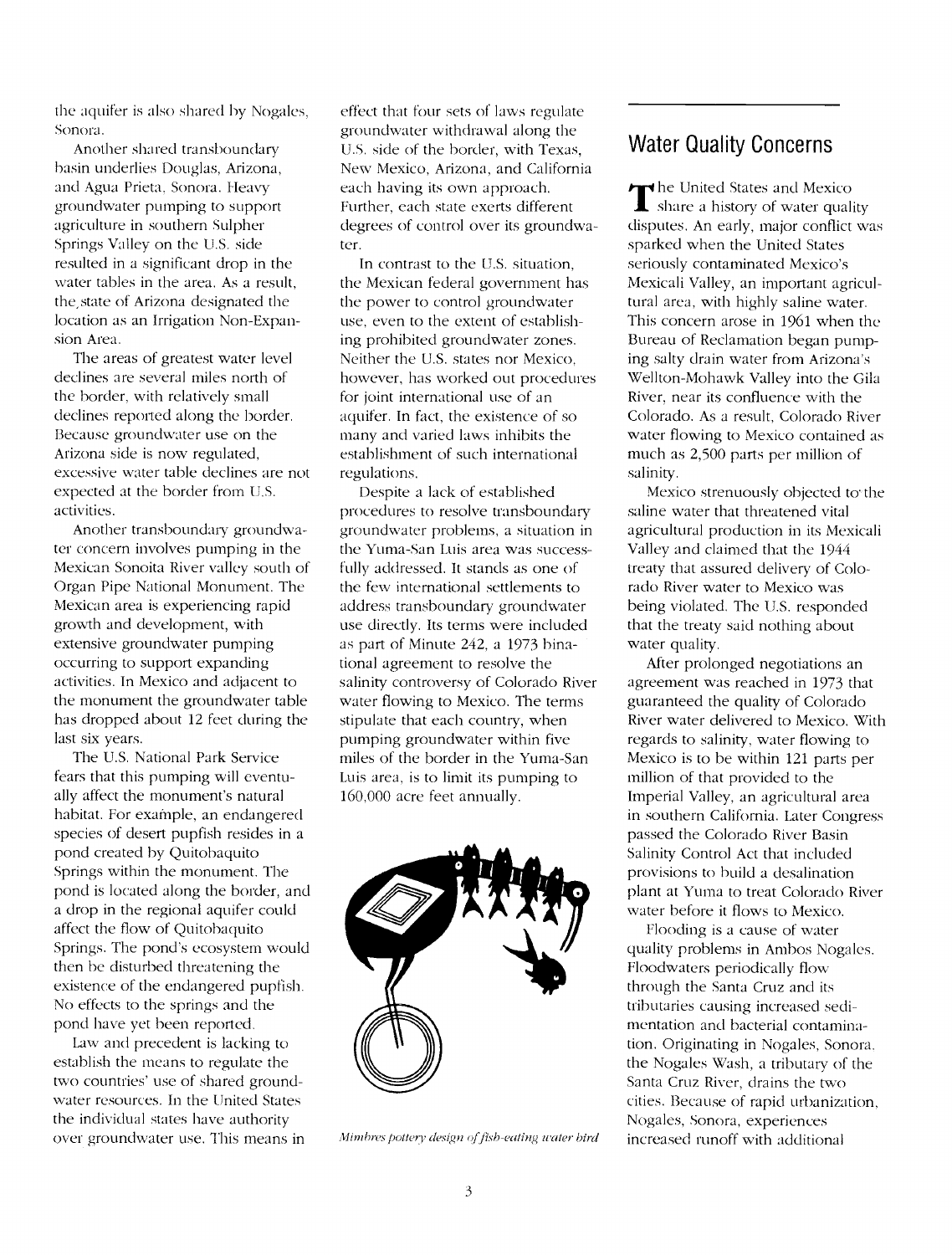the aquifer is also shared by Nogales, Sonora.

Another shared transboundary basin underlies Douglas, Arizona, and Agua Prieta, Sonora. Heavy groundwater pumping to support agriculture in southern Sulpher Springs Valley on the U.S. side resulted in a significant drop in the water tables in the area. As a result, the state of Arizona designated the location as an Irrigation Non-Expansion Area.

The areas of greatest water level declines are several miles north of the border, with relatively small declines reported along the border. Because groundwater use on the Arizona side is now regulated, excessive water table declines are not expected at the border from U.S. activities.

Another transboundary groundwater concern involves pumping in the Mexican Sonoita River valley south of Organ Pipe National Monument. The Mexican area is experiencing rapid growth and development, with extensive groundwater pumping occurring to support expanding activities. In Mexico and adjacent to the monument the groundwater table has dropped about 12 feet during the last six years.

The U.S. National Park Service fears that this pumping will eventually affect the monument's natural habitat. For example, an endangered species of desert pupfish resides in a pond created by Quitobaquito Springs within the monument. The pond is located along the border, and a drop in the regional aquifer could affect the flow of Quitobaquito Springs. The pond's ecosystem would then be disturbed threatening the existence of the endangered pupfish. No effects to the springs and the pond have yet been reported.

Law and precedent is lacking to establish the means to regulate the two countries' use of shared groundwater resources. In the United States the individual states have authority over groundwater use. This means in effect that four sets of laws regulate groundwater withdrawal along the U.S. side of the border, with Texas, New Mexico, Arizona, and California each having its own approach. Further, each state exerts different degrees of control over its groundwater.

In contrast to the U.S. situation, the Mexican federal government has the power to control groundwater use, even to the extent of establishing prohibited groundwater zones. Neither the U.S. states nor Mexico, however, has worked out procedures for joint international use of an aquifer. In fact, the existence of so many and varied laws inhibits the establishment of such international regulations.

Despite a lack of established procedures to resolve transboundary groundwater problems, a situation in the Yuma-San Luis area was successfully addressed. It stands as one of the few international settlements to address transboundary groundwater use directly. Its terms were included as part of Minute 242, a 1973 binational agreement to resolve the salinity controversy of Colorado River water flowing to Mexico. The terms stipulate that each country, when pumping groundwater within five miles of the border in the Yuma-San Luis area, is to limit its pumping to 160,000 acre feet annually.

*Mimbres pottery design of fish-eating water bird*

## Water Quality Concerns

The United States and Mexico share a history of water quality disputes. An early, major conflict was sparked when the United States seriously contaminated Mexico's Mexicali Valley, an important agricultural area, with highly saline water. This concern arose in 1961 when the Bureau of Reclamation began pumping salty drain water from Arizona's Wellton-Mohawk Valley into the Gila River, near its confluence with the Colorado. As a result, Colorado River water flowing to Mexico contained as much as 2,500 parts per million of salinity.

Mexico strenuously objected to the saline water that threatened vital agricultural production in its Mexicali Valley and claimed that the 1944 treaty that assured delivery of Colorado River water to Mexico was being violated. The U.S. responded that the treaty said nothing about water quality.

After prolonged negotiations an agreement was reached in 1973 that guaranteed the quality of Colorado River water delivered to Mexico. With regards to salinity, water flowing to Mexico is to be within 121 parts per million of that provided to the Imperial Valley, an agricultural area in southern California. Later Congress passed the Colorado River Basin Salinity Control Act that included provisions to build a desalination plant at Yuma to treat Colorado River water before it flows to Mexico.

Flooding is a cause of water quality problems in Ambos Nogales. Floodwaters periodically flow through the Santa Cruz and its tributaries causing increased sedimentation and bacterial contamination. Originating in Nogales, Sonora, the Nogales Wash, a tributary of the Santa Cruz River, drains the two cities. Because of rapid urbanization, Nogales, Sonora, experiences increased runoff with additional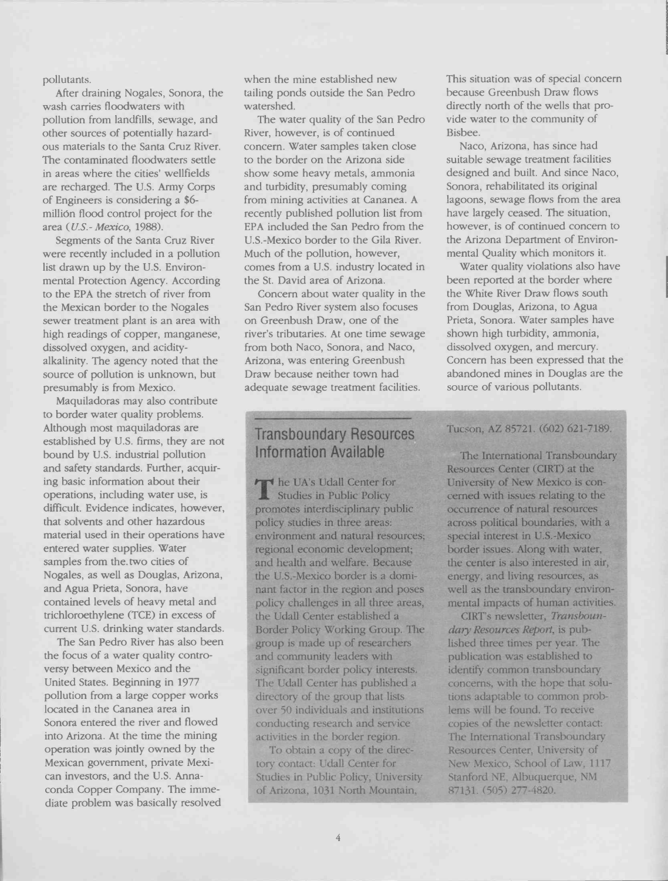pollutants.

After draining Nogales, Sonora, the wash carries floodwaters with pollution from landfills, sewage, and other sources of potentially hazardous materials to the Santa Cruz River. The contaminated floodwaters settle in areas where the cities' wellfields are recharged. The U.S. Army Corps of Engineers is considering a $6-millión flood control project for the area (*U.S.- Mexico*, 1988).

Segments of the Santa Cruz River were recently included in a pollution list drawn up by the U.S. Environmental Protection Agency. According to the EPA the stretch of river from the Mexican border to the Nogales sewer treatment plant is an area with high readings of copper, manganese, dissolved oxygen, and acidity-alkalinity. The agency noted that the source of pollution is unknown, but presumably is from Mexico.

Maquiladoras may also contribute to border water quality problems. Although most maquiladoras are established by U.S. firms, they are not bound by U.S. industrial pollution and safety standards. Further, acquiring basic information about their operations, including water use, is difficult. Evidence indicates, however, that solvents and other hazardous material used in their operations have entered water supplies. Water samples from the two cities of Nogales, as well as Douglas, Arizona, and Agua Prieta, Sonora, have contained levels of heavy metal and trichloroethylene (TCE) in excess of current U.S. drinking water standards.

The San Pedro River has also been the focus of a water quality controversy between Mexico and the United States. Beginning in 1977 pollution from a large copper works located in the Cananea area in Sonora entered the river and flowed into Arizona. At the time the mining operation was jointly owned by the Mexican government, private Mexican investors, and the U.S. Anaconda Copper Company. The immediate problem was basically resolved when the mine established new tailing ponds outside the San Pedro watershed.

The water quality of the San Pedro River, however, is of continued concern. Water samples taken close to the border on the Arizona side show some heavy metals, ammonia and turbidity, presumably coming from mining activities at Cananea. A recently published pollution list from EPA included the San Pedro from the U.S.-Mexico border to the Gila River. Much of the pollution, however, comes from a U.S. industry located in the St. David area of Arizona.

Concern about water quality in the San Pedro River system also focuses on Greenbush Draw, one of the river's tributaries. At one time sewage from both Naco, Sonora, and Naco, Arizona, was entering Greenbush Draw because neither town had adequate sewage treatment facilities. This situation was of special concern because Greenbush Draw flows directly north of the wells that provide water to the community of Bisbee.

Naco, Arizona, has since had suitable sewage treatment facilities designed and built. And since Naco, Sonora, rehabilitated its original lagoons, sewage flows from the area have largely ceased. The situation, however, is of continued concern to the Arizona Department of Environmental Quality which monitors it.

Water quality violations also have been reported at the border where the White River Draw flows south from Douglas, Arizona, to Agua Prieta, Sonora. Water samples have shown high turbidity, ammonia, dissolved oxygen, and mercury. Concern has been expressed that the abandoned mines in Douglas are the source of various pollutants.

## Transboundary Resources Information Available

The UA's Udall Center for Studies in Public Policy promotes interdisciplinary public policy studies in three areas: environment and natural resources; regional economic development; and health and welfare. Because the U.S.-Mexico border is a dominant factor in the region and poses policy challenges in all three areas, the Udall Center established a Border Policy Working Group. The group is made up of researchers and community leaders with significant border policy interests. The Udall Center has published a directory of the group that lists over 50 individuals and institutions conducting research and service activities in the border region.

To obtain a copy of the directory contact: Udall Center for Studies in Public Policy, University of Arizona, 1031 North Mountain, Tucson, AZ 85721. (602) 621-7189.

The International Transboundary Resources Center (CIRT) at the University of New Mexico is concerned with issues relating to the occurrence of natural resources across political boundaries, with a special interest in U.S.-Mexico border issues. Along with water, the center is also interested in air, energy, and living resources, as well as the transboundary environmental impacts of human activities.

CIRT's newsletter, *Transboundary Resources Report*, is published three times per year. The publication was established to identify common transboundary concerns, with the hope that solutions adaptable to common problems will be found. To receive copies of the newsletter contact: The International Transboundary Resources Center, University of New Mexico, School of Law, 1117 Stanford NE, Albuquerque, NM 87131. (505) 277-4820.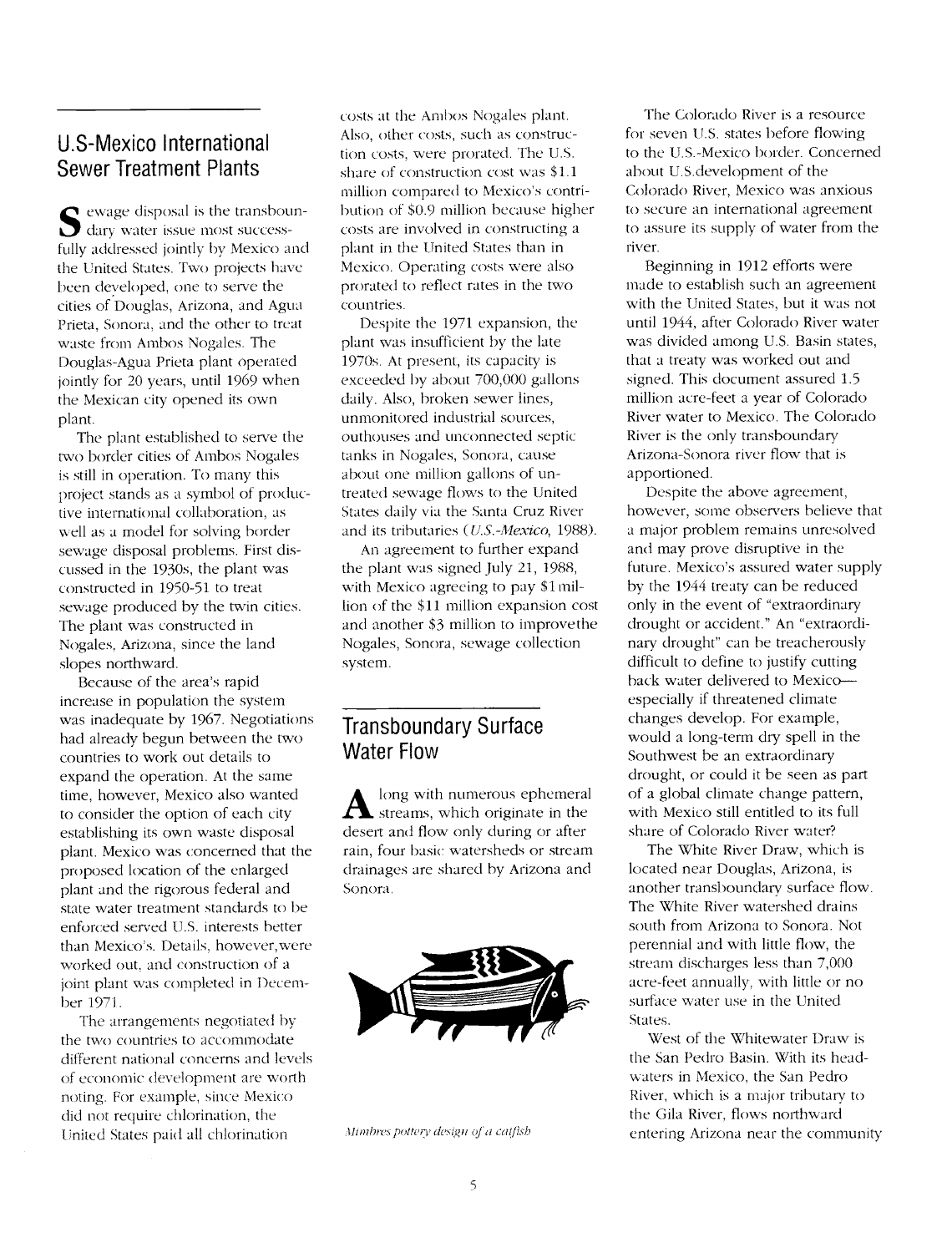## U.S-Mexico International Sewer Treatment Plants

Sewage disposal is the transboundary water issue most successfully addressed jointly by Mexico and the United States. Two projects have been developed, one to serve the cities of Douglas, Arizona, and Agua Prieta, Sonora, and the other to treat waste from Ambos Nogales. The Douglas-Agua Prieta plant operated jointly for 20 years, until 1969 when the Mexican city opened its own plant.

The plant established to serve the two border cities of Ambos Nogales is still in operation. To many this project stands as a symbol of productive international collaboration, as well as a model for solving border sewage disposal problems. First discussed in the 1930s, the plant was constructed in 1950-51 to treat sewage produced by the twin cities. The plant was constructed in Nogales, Arizona, since the land slopes northward.

Because of the area's rapid increase in population the system was inadequate by 1967. Negotiations had already begun between the two countries to work out details to expand the operation. At the same time, however, Mexico also wanted to consider the option of each city establishing its own waste disposal plant. Mexico was concerned that the proposed location of the enlarged plant and the rigorous federal and state water treatment standards to be enforced served U.S. interests better than Mexico's. Details, however,were worked out, and construction of a joint plant was completed in December 1971.

The arrangements negotiated by the two countries to accommodate different national concerns and levels of economic development are worth noting. For example, since Mexico did not require chlorination, the United States paid all chlorination costs at the Ambos Nogales plant. Also, other costs, such as construction costs, were prorated. The U.S. share of construction cost was $1.1 million compared to Mexico's contribution of $0.9 million because higher costs are involved in constructing a plant in the United States than in Mexico. Operating costs were also prorated to reflect rates in the two countries.

Despite the 1971 expansion, the plant was insufficient by the late 1970s. At present, its capacity is exceeded by about 700,000 gallons daily. Also, broken sewer lines, unmonitored industrial sources, outhouses and unconnected septic tanks in Nogales, Sonora, cause about one million gallons of untreated sewage flows to the United States daily via the Santa Cruz River and its tributaries (*U.S.-Mexico,* 1988).

An agreement to further expand the plant was signed July 21, 1988, with Mexico agreeing to pay $1 million of the $11 million expansion cost and another $3 million to improvethe Nogales, Sonora, sewage collection system.

## Transboundary Surface Water Flow

Along with numerous ephemeral streams, which originate in the desert and flow only during or after rain, four basic watersheds or stream drainages are shared by Arizona and Sonora.

*Mimbres pottery design of a catfish*

The Colorado River is a resource for seven U.S. states before flowing to the U.S.-Mexico border. Concerned about U.S.development of the Colorado River, Mexico was anxious to secure an international agreement to assure its supply of water from the river.

Beginning in 1912 efforts were made to establish such an agreement with the United States, but it was not until 1944, after Colorado River water was divided among U.S. Basin states, that a treaty was worked out and signed. This document assured 1.5 million acre-feet a year of Colorado River water to Mexico. The Colorado River is the only transboundary Arizona-Sonora river flow that is apportioned.

Despite the above agreement, however, some observers believe that a major problem remains unresolved and may prove disruptive in the future. Mexico's assured water supply by the 1944 treaty can be reduced only in the event of "extraordinary drought or accident." An "extraordinary drought" can be treacherously difficult to define to justify cutting back water delivered to Mexico—especially if threatened climate changes develop. For example, would a long-term dry spell in the Southwest be an extraordinary drought, or could it be seen as part of a global climate change pattern, with Mexico still entitled to its full share of Colorado River water?

The White River Draw, which is located near Douglas, Arizona, is another transboundary surface flow. The White River watershed drains south from Arizona to Sonora. Not perennial and with little flow, the stream discharges less than 7,000 acre-feet annually, with little or no surface water use in the United States.

West of the Whitewater Draw is the San Pedro Basin. With its headwaters in Mexico, the San Pedro River, which is a major tributary to the Gila River, flows northward entering Arizona near the community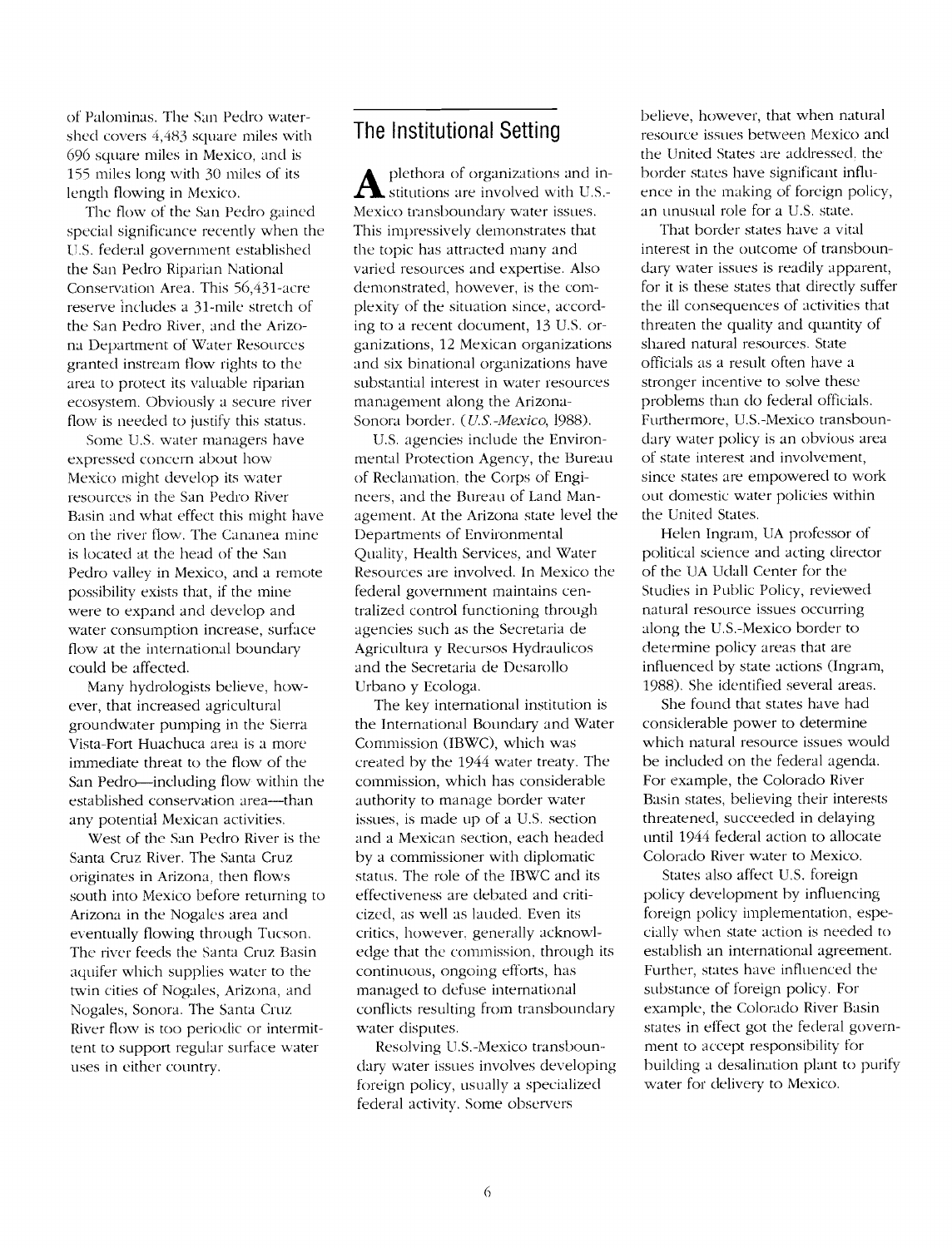of Palominas. The San Pedro watershed covers 4,483 square miles with 696 square miles in Mexico, and is 155 miles long with 30 miles of its length flowing in Mexico.

The flow of the San Pedro gained special significance recently when the U.S. federal government established the San Pedro Riparian National Conservation Area. This 56,431-acre reserve includes a 31-mile stretch of the San Pedro River, and the Arizona Department of Water Resources granted instream flow rights to the area to protect its valuable riparian ecosystem. Obviously a secure river flow is needed to justify this status.

Some U.S. water managers have expressed concern about how Mexico might develop its water resources in the San Pedro River Basin and what effect this might have on the river flow. The Cananea mine is located at the head of the San Pedro valley in Mexico, and a remote possibility exists that, if the mine were to expand and develop and water consumption increase, surface flow at the international boundary could be affected.

Many hydrologists believe, however, that increased agricultural groundwater pumping in the Sierra Vista-Fort Huachuca area is a more immediate threat to the flow of the San Pedro—including flow within the established conservation area—than any potential Mexican activities.

West of the San Pedro River is the Santa Cruz River. The Santa Cruz originates in Arizona, then flows south into Mexico before returning to Arizona in the Nogales area and eventually flowing through Tucson. The river feeds the Santa Cruz Basin aquifer which supplies water to the twin cities of Nogales, Arizona, and Nogales, Sonora. The Santa Cruz River flow is too periodic or intermittent to support regular surface water uses in either country.

## The Institutional Setting

A plethora of organizations and institutions are involved with U.S.-Mexico transboundary water issues. This impressively demonstrates that the topic has attracted many and varied resources and expertise. Also demonstrated, however, is the complexity of the situation since, according to a recent document, 13 U.S. organizations, 12 Mexican organizations and six binational organizations have substantial interest in water resources management along the Arizona-Sonora border. (*U.S.-Mexico*, 1988).

U.S. agencies include the Environmental Protection Agency, the Bureau of Reclamation, the Corps of Engineers, and the Bureau of Land Management. At the Arizona state level the Departments of Environmental Quality, Health Services, and Water Resources are involved. In Mexico the federal government maintains centralized control functioning through agencies such as the Secretaria de Agricultura y Recursos Hydraulicos and the Secretaria de Desarollo Urbano y Ecologa.

The key international institution is the International Boundary and Water Commission (IBWC), which was created by the 1944 water treaty. The commission, which has considerable authority to manage border water issues, is made up of a U.S. section and a Mexican section, each headed by a commissioner with diplomatic status. The role of the IBWC and its effectiveness are debated and criticized, as well as lauded. Even its critics, however, generally acknowledge that the commission, through its continuous, ongoing efforts, has managed to defuse international conflicts resulting from transboundary water disputes.

Resolving U.S.-Mexico transboundary water issues involves developing foreign policy, usually a specialized federal activity. Some observers believe, however, that when natural resource issues between Mexico and the United States are addressed, the border states have significant influence in the making of foreign policy, an unusual role for a U.S. state.

That border states have a vital interest in the outcome of transboundary water issues is readily apparent, for it is these states that directly suffer the ill consequences of activities that threaten the quality and quantity of shared natural resources. State officials as a result often have a stronger incentive to solve these problems than do federal officials. Furthermore, U.S.-Mexico transboundary water policy is an obvious area of state interest and involvement, since states are empowered to work out domestic water policies within the United States.

Helen Ingram, UA professor of political science and acting director of the UA Udall Center for the Studies in Public Policy, reviewed natural resource issues occurring along the U.S.-Mexico border to determine policy areas that are influenced by state actions (Ingram, 1988). She identified several areas.

She found that states have had considerable power to determine which natural resource issues would be included on the federal agenda. For example, the Colorado River Basin states, believing their interests threatened, succeeded in delaying until 1944 federal action to allocate Colorado River water to Mexico.

States also affect U.S. foreign policy development by influencing foreign policy implementation, especially when state action is needed to establish an international agreement. Further, states have influenced the substance of foreign policy. For example, the Colorado River Basin states in effect got the federal government to accept responsibility for building a desalination plant to purify water for delivery to Mexico.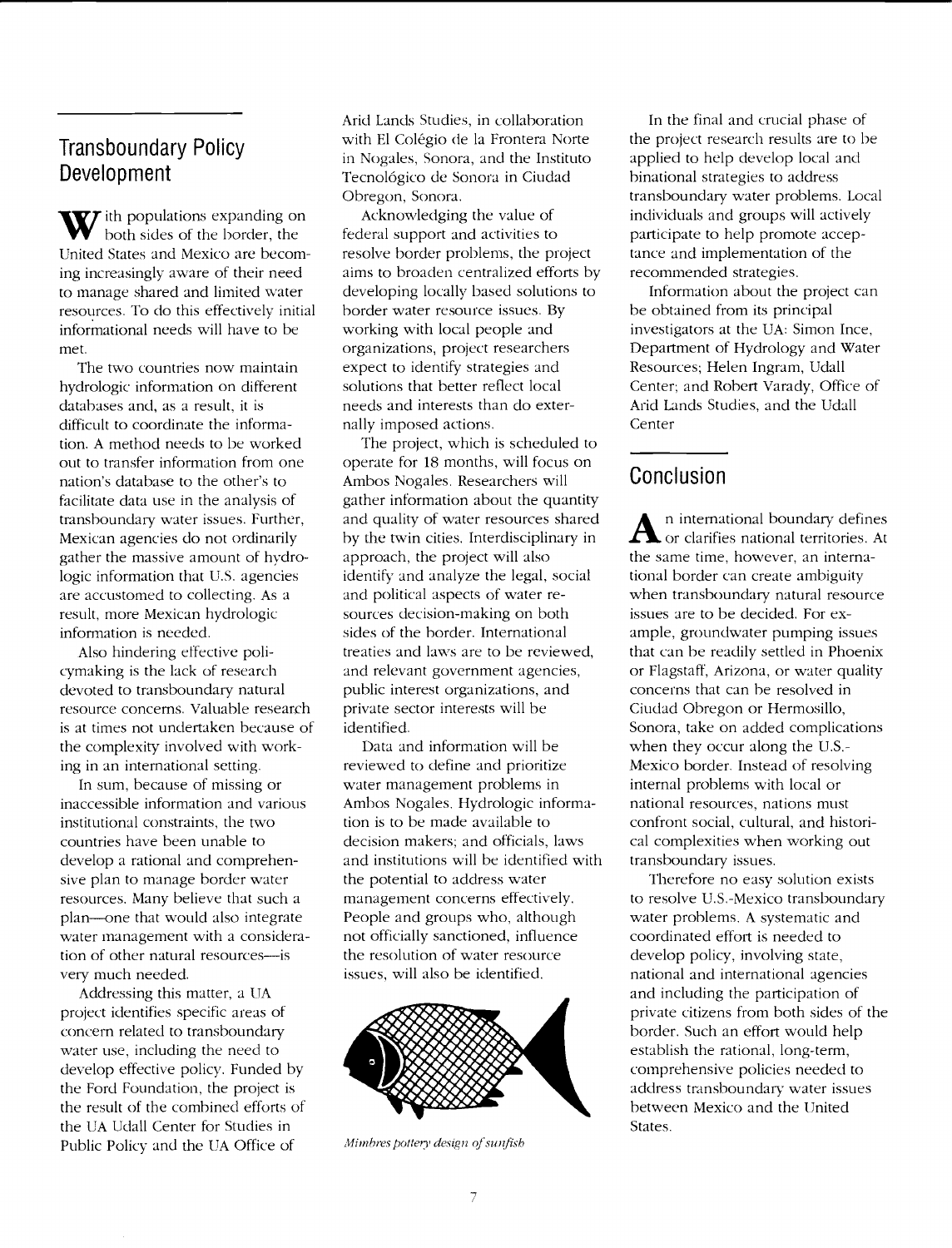## Transboundary Policy Development

With populations expanding on both sides of the border, the United States and Mexico are becoming increasingly aware of their need to manage shared and limited water resources. To do this effectively initial informational needs will have to be met.

The two countries now maintain hydrologic information on different databases and, as a result, it is difficult to coordinate the information. A method needs to be worked out to transfer information from one nation's database to the other's to facilitate data use in the analysis of transboundary water issues. Further, Mexican agencies do not ordinarily gather the massive amount of hydrologic information that U.S. agencies are accustomed to collecting. As a result, more Mexican hydrologic information is needed.

Also hindering effective policymaking is the lack of research devoted to transboundary natural resource concerns. Valuable research is at times not undertaken because of the complexity involved with working in an international setting.

In sum, because of missing or inaccessible information and various institutional constraints, the two countries have been unable to develop a rational and comprehensive plan to manage border water resources. Many believe that such a plan—one that would also integrate water management with a consideration of other natural resources—is very much needed.

Addressing this matter, a UA project identifies specific areas of concern related to transboundary water use, including the need to develop effective policy. Funded by the Ford Foundation, the project is the result of the combined efforts of the UA Udall Center for Studies in Public Policy and the UA Office of Arid Lands Studies, in collaboration with El Colégio de la Frontera Norte in Nogales, Sonora, and the Instituto Tecnológico de Sonora in Ciudad Obregon, Sonora.

Acknowledging the value of federal support and activities to resolve border problems, the project aims to broaden centralized efforts by developing locally based solutions to border water resource issues. By working with local people and organizations, project researchers expect to identify strategies and solutions that better reflect local needs and interests than do externally imposed actions.

The project, which is scheduled to operate for 18 months, will focus on Ambos Nogales. Researchers will gather information about the quantity and quality of water resources shared by the twin cities. Interdisciplinary in approach, the project will also identify and analyze the legal, social and political aspects of water resources decision-making on both sides of the border. International treaties and laws are to be reviewed, and relevant government agencies, public interest organizations, and private sector interests will be identified.

Data and information will be reviewed to define and prioritize water management problems in Ambos Nogales. Hydrologic information is to be made available to decision makers; and officials, laws and institutions will be identified with the potential to address water management concerns effectively. People and groups who, although not officially sanctioned, influence the resolution of water resource issues, will also be identified.

*Mimbres pottery design of sunfish*

In the final and crucial phase of the project research results are to be applied to help develop local and binational strategies to address transboundary water problems. Local individuals and groups will actively participate to help promote acceptance and implementation of the recommended strategies.

Information about the project can be obtained from its principal investigators at the UA: Simon Ince, Department of Hydrology and Water Resources; Helen Ingram, Udall Center; and Robert Varady, Office of Arid Lands Studies, and the Udall Center

## Conclusion

An international boundary defines or clarifies national territories. At the same time, however, an international border can create ambiguity when transboundary natural resource issues are to be decided. For example, groundwater pumping issues that can be readily settled in Phoenix or Flagstaff, Arizona, or water quality concerns that can be resolved in Ciudad Obregon or Hermosillo, Sonora, take on added complications when they occur along the U.S.-Mexico border. Instead of resolving internal problems with local or national resources, nations must confront social, cultural, and historical complexities when working out transboundary issues.

Therefore no easy solution exists to resolve U.S.-Mexico transboundary water problems. A systematic and coordinated effort is needed to develop policy, involving state, national and international agencies and including the participation of private citizens from both sides of the border. Such an effort would help establish the rational, long-term, comprehensive policies needed to address transboundary water issues between Mexico and the United States.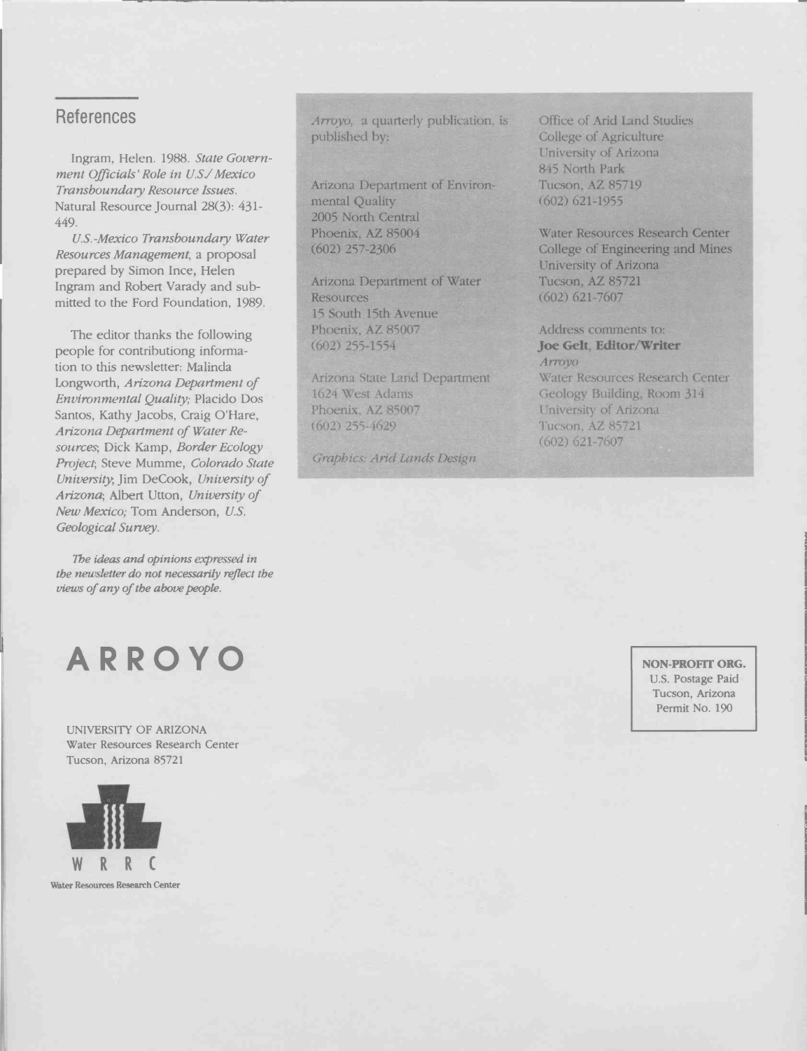## References

Ingram, Helen. 1988. *State Government Officials' Role in U.S./ Mexico Transboundary Resource Issues.* Natural Resource Journal 28(3): 431-449.

*U.S.-Mexico Transboundary Water Resources Management*, a proposal prepared by Simon Ince, Helen Ingram and Robert Varady and submitted to the Ford Foundation, 1989.

The editor thanks the following people for contributiong information to this newsletter: Malinda Longworth, *Arizona Department of Environmental Quality;* Placido Dos Santos, Kathy Jacobs, Craig O'Hare, *Arizona Department of Water Resources;* Dick Kamp, *Border Ecology Project;* Steve Mumme, *Colorado State University;* Jim DeCook, *University of Arizona;* Albert Utton, *University of New Mexico;* Tom Anderson, *U.S. Geological Survey.*

*The ideas and opinions expressed in the newsletter do not necessarily reflect the views of any of the above people.*

*Arroyo,* a quarterly publication, is published by:

Arizona Department of Environmental Quality
2005 North Central
Phoenix, AZ 85004
(602) 257-2306

Arizona Department of Water Resources
15 South 15th Avenue
Phoenix, AZ 85007
(602) 255-1554

Arizona State Land Department
1624 West Adams
Phoenix, AZ 85007
(602) 255-4629

*Graphics: Arid Lands Design*

Office of Arid Land Studies
College of Agriculture
University of Arizona
845 North Park
Tucson, AZ 85719
(602) 621-1955

Water Resources Research Center
College of Engineering and Mines
University of Arizona
Tucson, AZ 85721
(602) 621-7607

Address comments to:
**Joe Gelt, Editor/Writer**
*Arroyo*
Water Resources Research Center
Geology Building, Room 314
University of Arizona
Tucson, AZ 85721
(602) 621-7607

# ARROYO

UNIVERSITY OF ARIZONA
Water Resources Research Center
Tucson, Arizona 85721

W R R C
Water Resources Research Center

**NON-PROFIT ORG.**
U.S. Postage Paid
Tucson, Arizona
Permit No. 190